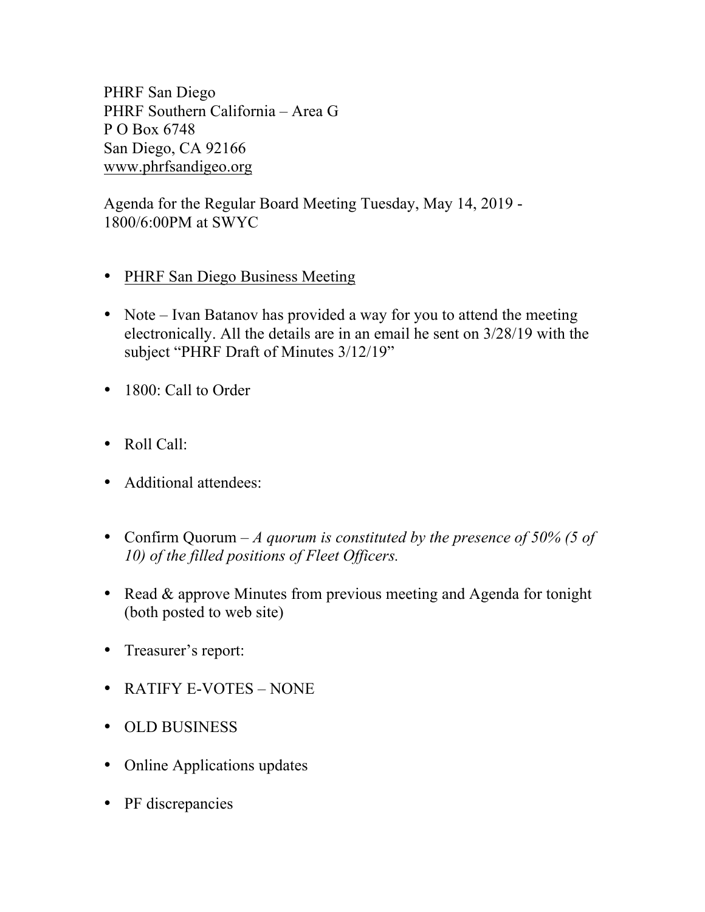PHRF San Diego
PHRF Southern California – Area G
P O Box 6748
San Diego, CA 92166
www.phrfsandigeo.org

Agenda for the Regular Board Meeting Tuesday, May 14, 2019 - 1800/6:00PM at SWYC

- PHRF San Diego Business Meeting
- Note – Ivan Batanov has provided a way for you to attend the meeting electronically. All the details are in an email he sent on 3/28/19 with the subject "PHRF Draft of Minutes 3/12/19"
- 1800: Call to Order
- Roll Call:
- Additional attendees:
- Confirm Quorum – *A quorum is constituted by the presence of 50% (5 of 10) of the filled positions of Fleet Officers.*
- Read & approve Minutes from previous meeting and Agenda for tonight (both posted to web site)
- Treasurer's report:
- RATIFY E-VOTES – NONE
- OLD BUSINESS
- Online Applications updates
- PF discrepancies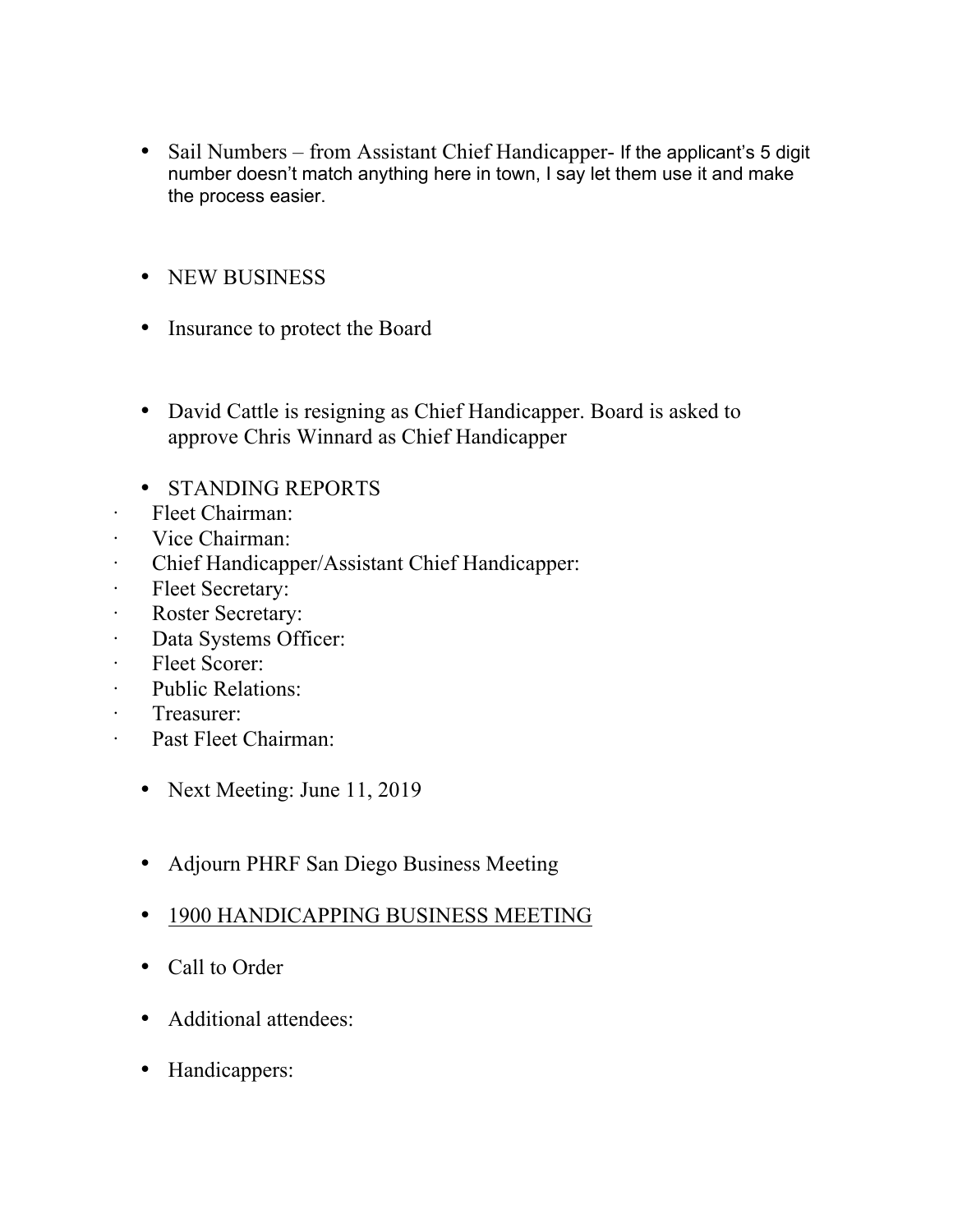- Sail Numbers – from Assistant Chief Handicapper- If the applicant's 5 digit number doesn't match anything here in town, I say let them use it and make the process easier.

- NEW BUSINESS

- Insurance to protect the Board

- David Cattle is resigning as Chief Handicapper. Board is asked to approve Chris Winnard as Chief Handicapper

- STANDING REPORTS
  - Fleet Chairman:
  - Vice Chairman:
  - Chief Handicapper/Assistant Chief Handicapper:
  - Fleet Secretary:
  - Roster Secretary:
  - Data Systems Officer:
  - Fleet Scorer:
  - Public Relations:
  - Treasurer:
  - Past Fleet Chairman:

- Next Meeting: June 11, 2019

- Adjourn PHRF San Diego Business Meeting

- <u>1900 HANDICAPPING BUSINESS MEETING</u>

- Call to Order

- Additional attendees:

- Handicappers: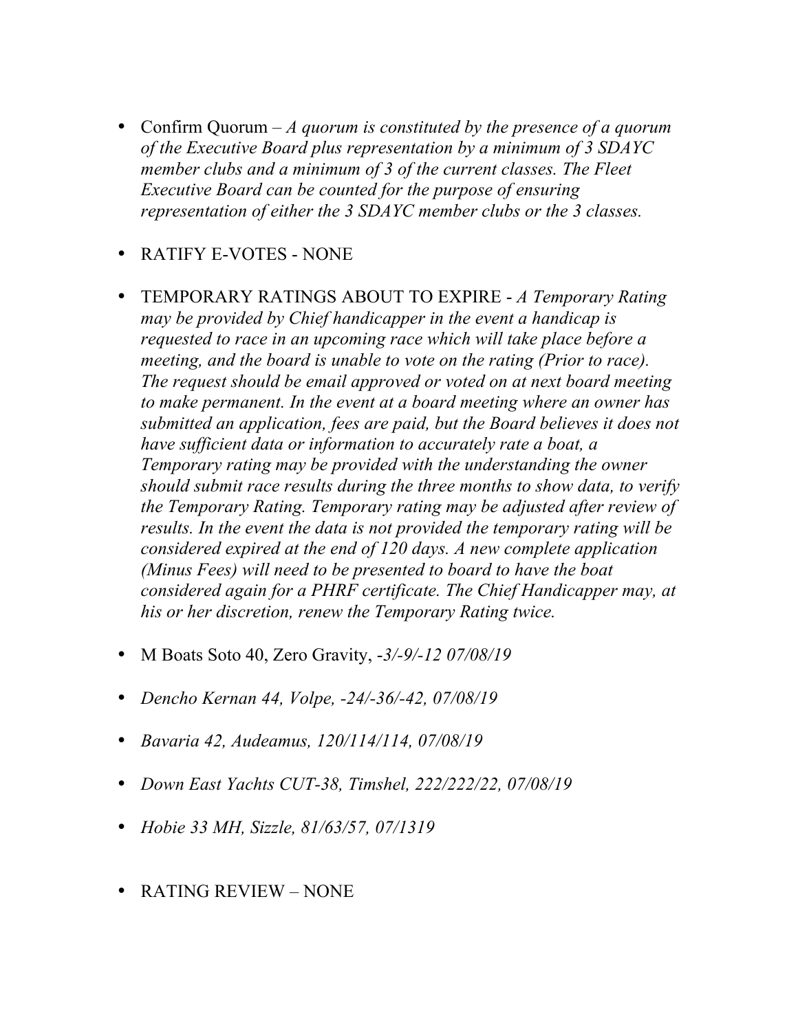- Confirm Quorum – *A quorum is constituted by the presence of a quorum of the Executive Board plus representation by a minimum of 3 SDAYC member clubs and a minimum of 3 of the current classes. The Fleet Executive Board can be counted for the purpose of ensuring representation of either the 3 SDAYC member clubs or the 3 classes.*

- RATIFY E-VOTES - NONE

- TEMPORARY RATINGS ABOUT TO EXPIRE - *A Temporary Rating may be provided by Chief handicapper in the event a handicap is requested to race in an upcoming race which will take place before a meeting, and the board is unable to vote on the rating (Prior to race). The request should be email approved or voted on at next board meeting to make permanent. In the event at a board meeting where an owner has submitted an application, fees are paid, but the Board believes it does not have sufficient data or information to accurately rate a boat, a Temporary rating may be provided with the understanding the owner should submit race results during the three months to show data, to verify the Temporary Rating. Temporary rating may be adjusted after review of results. In the event the data is not provided the temporary rating will be considered expired at the end of 120 days. A new complete application (Minus Fees) will need to be presented to board to have the boat considered again for a PHRF certificate. The Chief Handicapper may, at his or her discretion, renew the Temporary Rating twice.*

- M Boats Soto 40, Zero Gravity, *-3/-9/-12 07/08/19*

- *Dencho Kernan 44, Volpe, -24/-36/-42, 07/08/19*

- *Bavaria 42, Audeamus, 120/114/114, 07/08/19*

- *Down East Yachts CUT-38, Timshel, 222/222/22, 07/08/19*

- *Hobie 33 MH, Sizzle, 81/63/57, 07/1319*

- RATING REVIEW – NONE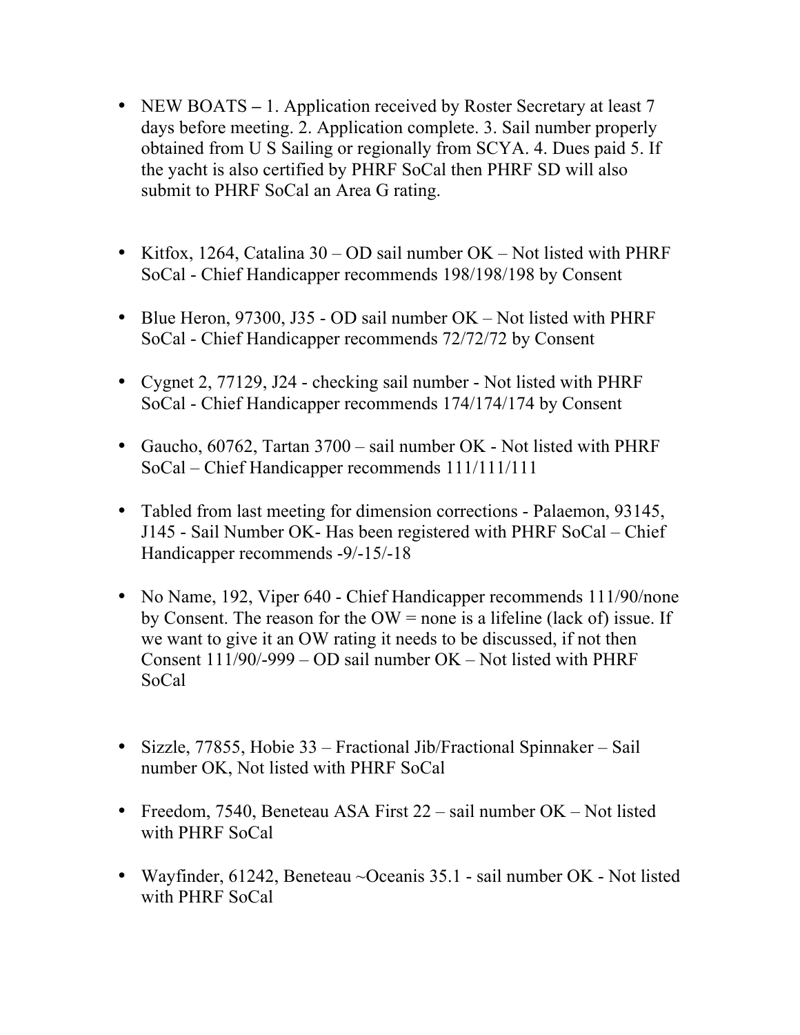- NEW BOATS – 1. Application received by Roster Secretary at least 7 days before meeting. 2. Application complete. 3. Sail number properly obtained from U S Sailing or regionally from SCYA. 4. Dues paid 5. If the yacht is also certified by PHRF SoCal then PHRF SD will also submit to PHRF SoCal an Area G rating.

- Kitfox, 1264, Catalina 30 – OD sail number OK – Not listed with PHRF SoCal - Chief Handicapper recommends 198/198/198 by Consent

- Blue Heron, 97300, J35 - OD sail number OK – Not listed with PHRF SoCal - Chief Handicapper recommends 72/72/72 by Consent

- Cygnet 2, 77129, J24 - checking sail number - Not listed with PHRF SoCal - Chief Handicapper recommends 174/174/174 by Consent

- Gaucho, 60762, Tartan 3700 – sail number OK - Not listed with PHRF SoCal – Chief Handicapper recommends 111/111/111

- Tabled from last meeting for dimension corrections - Palaemon, 93145, J145 - Sail Number OK- Has been registered with PHRF SoCal – Chief Handicapper recommends -9/-15/-18

- No Name, 192, Viper 640 - Chief Handicapper recommends 111/90/none by Consent. The reason for the OW = none is a lifeline (lack of) issue. If we want to give it an OW rating it needs to be discussed, if not then Consent 111/90/-999 – OD sail number OK – Not listed with PHRF SoCal

- Sizzle, 77855, Hobie 33 – Fractional Jib/Fractional Spinnaker – Sail number OK, Not listed with PHRF SoCal

- Freedom, 7540, Beneteau ASA First 22 – sail number OK – Not listed with PHRF SoCal

- Wayfinder, 61242, Beneteau ~Oceanis 35.1 - sail number OK - Not listed with PHRF SoCal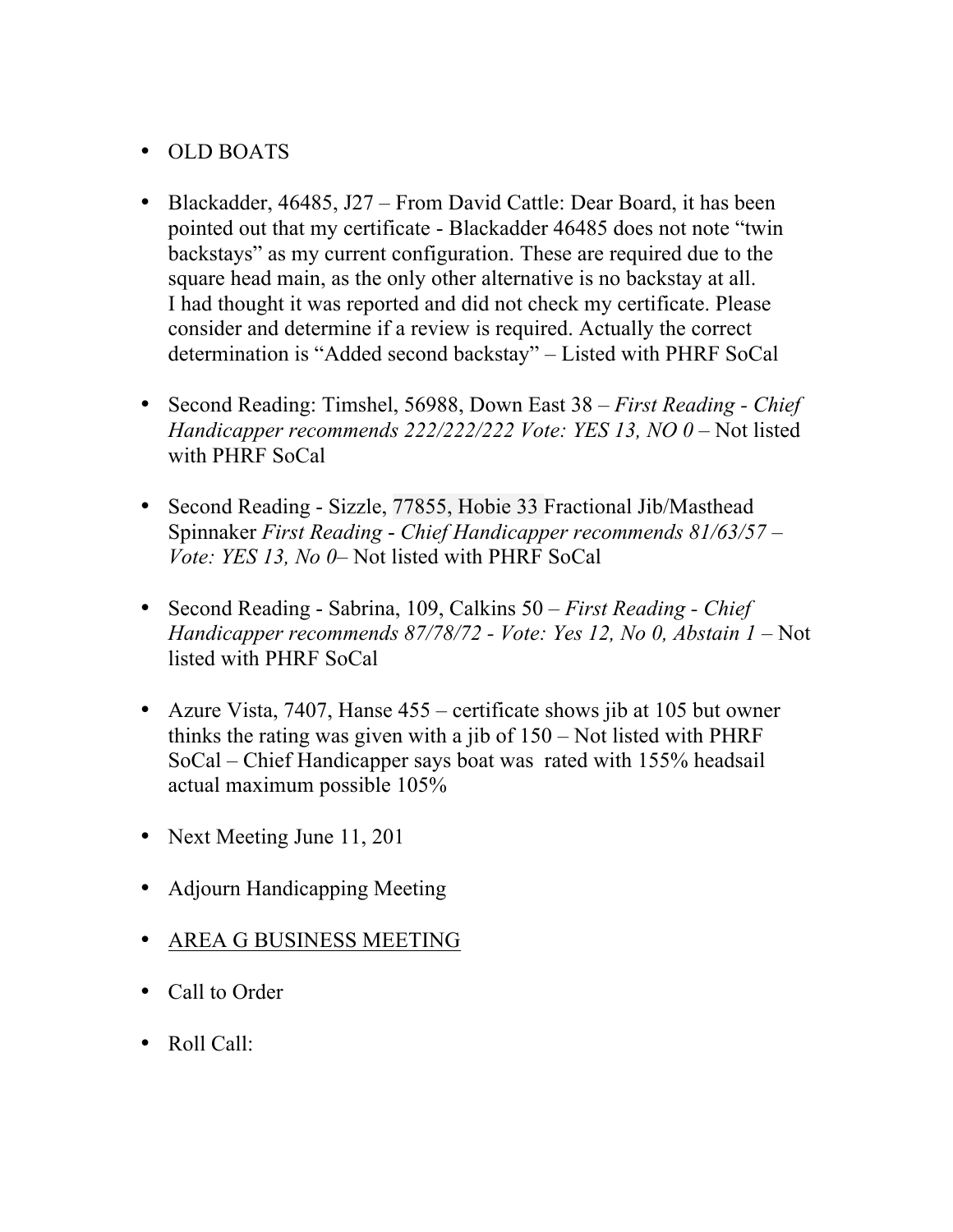- OLD BOATS

- Blackadder, 46485, J27 – From David Cattle: Dear Board, it has been pointed out that my certificate - Blackadder 46485 does not note “twin backstays” as my current configuration. These are required due to the square head main, as the only other alternative is no backstay at all. I had thought it was reported and did not check my certificate. Please consider and determine if a review is required. Actually the correct determination is “Added second backstay” – Listed with PHRF SoCal

- Second Reading: Timshel, 56988, Down East 38 – *First Reading - Chief Handicapper recommends 222/222/222 Vote: YES 13, NO 0* – Not listed with PHRF SoCal

- Second Reading - Sizzle, 77855, Hobie 33 Fractional Jib/Masthead Spinnaker *First Reading - Chief Handicapper recommends 81/63/57 – Vote: YES 13, No 0*– Not listed with PHRF SoCal

- Second Reading - Sabrina, 109, Calkins 50 – *First Reading - Chief Handicapper recommends 87/78/72 - Vote: Yes 12, No 0, Abstain 1* – Not listed with PHRF SoCal

- Azure Vista, 7407, Hanse 455 – certificate shows jib at 105 but owner thinks the rating was given with a jib of 150 – Not listed with PHRF SoCal – Chief Handicapper says boat was rated with 155% headsail actual maximum possible 105%

- Next Meeting June 11, 201

- Adjourn Handicapping Meeting

- <u>AREA G BUSINESS MEETING</u>

- Call to Order

- Roll Call: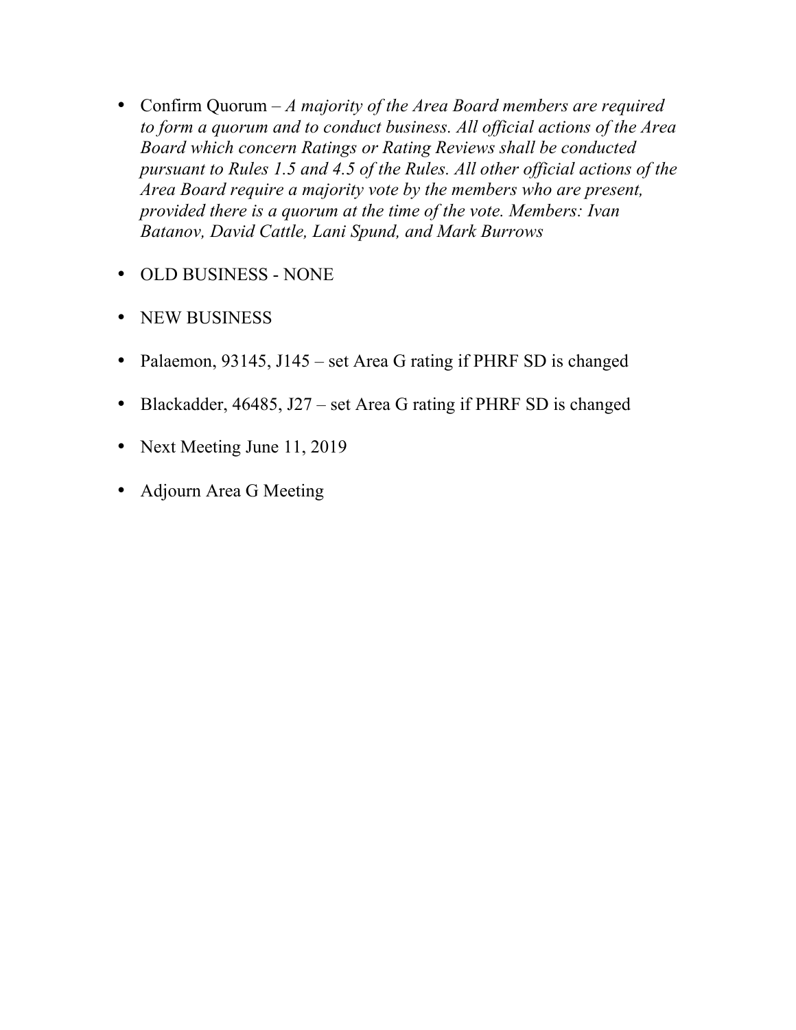- Confirm Quorum – *A majority of the Area Board members are required to form a quorum and to conduct business. All official actions of the Area Board which concern Ratings or Rating Reviews shall be conducted pursuant to Rules 1.5 and 4.5 of the Rules. All other official actions of the Area Board require a majority vote by the members who are present, provided there is a quorum at the time of the vote. Members: Ivan Batanov, David Cattle, Lani Spund, and Mark Burrows*
- OLD BUSINESS - NONE
- NEW BUSINESS
- Palaemon, 93145, J145 – set Area G rating if PHRF SD is changed
- Blackadder, 46485, J27 – set Area G rating if PHRF SD is changed
- Next Meeting June 11, 2019
- Adjourn Area G Meeting